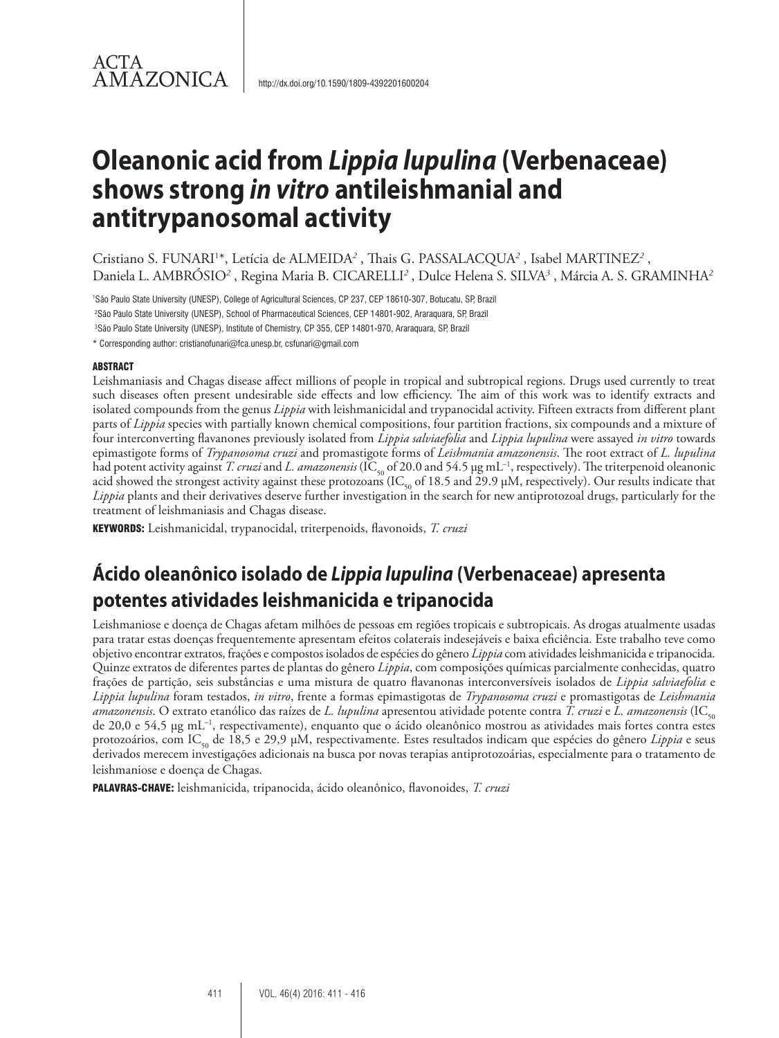ACTA AMAZONICA

http://dx.doi.org/10.1590/1809-4392201600204

# Oleanonic acid from *Lippia lupulina* (Verbenaceae) shows strong *in vitro* antileishmanial and antitrypanosomal activity

Cristiano S. FUNARI[1]*, Letícia de ALMEIDA[2], Thais G. PASSALACQUA[2], Isabel MARTINEZ[2], Daniela L. AMBRÓSIO[2], Regina Maria B. CICARELLI[2], Dulce Helena S. SILVA[3], Márcia A. S. GRAMINHA[2]

[1] São Paulo State University (UNESP), College of Agricultural Sciences, CP 237, CEP 18610-307, Botucatu, SP, Brazil

[2] São Paulo State University (UNESP), School of Pharmaceutical Sciences, CEP 14801-902, Araraquara, SP, Brazil

[3] São Paulo State University (UNESP), Institute of Chemistry, CP 355, CEP 14801-970, Araraquara, SP, Brazil

* Corresponding author: cristianofunari@fca.unesp.br, csfunari@gmail.com

### ABSTRACT

Leishmaniasis and Chagas disease affect millions of people in tropical and subtropical regions. Drugs used currently to treat such diseases often present undesirable side effects and low efficiency. The aim of this work was to identify extracts and isolated compounds from the genus *Lippia* with leishmanicidal and trypanocidal activity. Fifteen extracts from different plant parts of *Lippia* species with partially known chemical compositions, four partition fractions, six compounds and a mixture of four interconverting flavanones previously isolated from *Lippia salviaefolia* and *Lippia lupulina* were assayed *in vitro* towards epimastigote forms of *Trypanosoma cruzi* and promastigote forms of *Leishmania amazonensis*. The root extract of *L. lupulina* had potent activity against *T. cruzi* and *L. amazonensis* ($IC_{50}$ of 20.0 and 54.5 μg $mL^{-1}$, respectively). The triterpenoid oleanonic acid showed the strongest activity against these protozoans ($IC_{50}$ of 18.5 and 29.9 μM, respectively). Our results indicate that *Lippia* plants and their derivatives deserve further investigation in the search for new antiprotozoal drugs, particularly for the treatment of leishmaniasis and Chagas disease.

**KEYWORDS:** Leishmanicidal, trypanocidal, triterpenoids, flavonoids, *T. cruzi*

## Ácido oleanônico isolado de *Lippia lupulina* (Verbenaceae) apresenta potentes atividades leishmanicida e tripanocida

Leishmaniose e doença de Chagas afetam milhões de pessoas em regiões tropicais e subtropicais. As drogas atualmente usadas para tratar estas doenças frequentemente apresentam efeitos colaterais indesejáveis e baixa eficiência. Este trabalho teve como objetivo encontrar extratos, frações e compostos isolados de espécies do gênero *Lippia* com atividades leishmanicida e tripanocida. Quinze extratos de diferentes partes de plantas do gênero *Lippia*, com composições químicas parcialmente conhecidas, quatro frações de partição, seis substâncias e uma mistura de quatro flavanonas interconversíveis isolados de *Lippia salviaefolia* e *Lippia lupulina* foram testados, *in vitro*, frente a formas epimastigotas de *Trypanosoma cruzi* e promastigotas de *Leishmania amazonensis*. O extrato etanólico das raízes de *L. lupulina* apresentou atividade potente contra *T. cruzi* e *L. amazonensis* ($IC_{50}$ de 20,0 e 54,5 μg $mL^{-1}$, respectivamente), enquanto que o ácido oleanônico mostrou as atividades mais fortes contra estes protozoários, com $IC_{50}$ de 18,5 e 29,9 μM, respectivamente. Estes resultados indicam que espécies do gênero *Lippia* e seus derivados merecem investigações adicionais na busca por novas terapias antiprotozoárias, especialmente para o tratamento de leishmaniose e doença de Chagas.

**PALAVRAS-CHAVE:** leishmanicida, tripanocida, ácido oleanônico, flavonoides, *T. cruzi*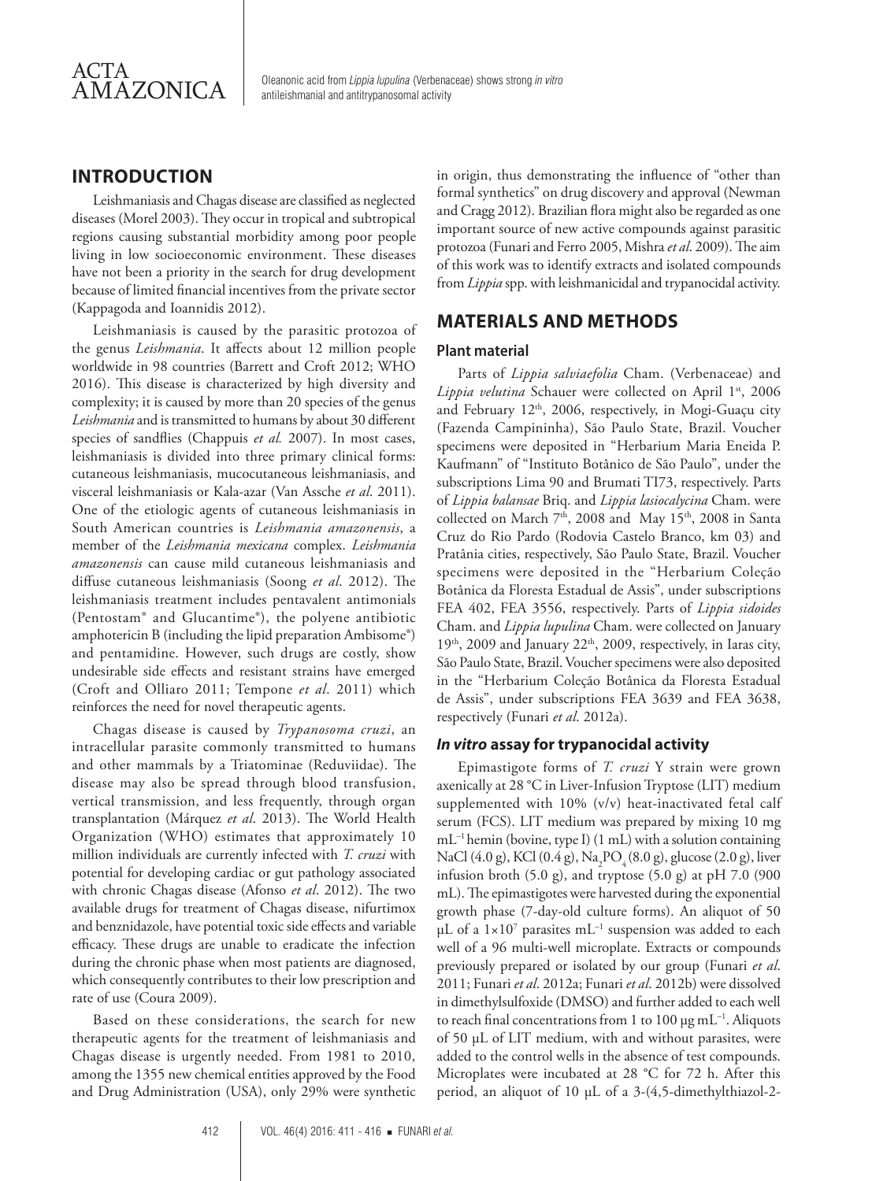## INTRODUCTION

Leishmaniasis and Chagas disease are classified as neglected diseases (Morel 2003). They occur in tropical and subtropical regions causing substantial morbidity among poor people living in low socioeconomic environment. These diseases have not been a priority in the search for drug development because of limited financial incentives from the private sector (Kappagoda and Ioannidis 2012).

Leishmaniasis is caused by the parasitic protozoa of the genus *Leishmania*. It affects about 12 million people worldwide in 98 countries (Barrett and Croft 2012; WHO 2016). This disease is characterized by high diversity and complexity; it is caused by more than 20 species of the genus *Leishmania* and is transmitted to humans by about 30 different species of sandflies (Chappuis *et al.* 2007). In most cases, leishmaniasis is divided into three primary clinical forms: cutaneous leishmaniasis, mucocutaneous leishmaniasis, and visceral leishmaniasis or Kala-azar (Van Assche *et al*. 2011). One of the etiologic agents of cutaneous leishmaniasis in South American countries is *Leishmania amazonensis*, a member of the *Leishmania mexicana* complex. *Leishmania amazonensis* can cause mild cutaneous leishmaniasis and diffuse cutaneous leishmaniasis (Soong *et al*. 2012). The leishmaniasis treatment includes pentavalent antimonials (Pentostam® and Glucantime®), the polyene antibiotic amphotericin B (including the lipid preparation Ambisome®) and pentamidine. However, such drugs are costly, show undesirable side effects and resistant strains have emerged (Croft and Olliaro 2011; Tempone *et al*. 2011) which reinforces the need for novel therapeutic agents.

Chagas disease is caused by *Trypanosoma cruzi*, an intracellular parasite commonly transmitted to humans and other mammals by a Triatominae (Reduviidae). The disease may also be spread through blood transfusion, vertical transmission, and less frequently, through organ transplantation (Márquez *et al*. 2013). The World Health Organization (WHO) estimates that approximately 10 million individuals are currently infected with *T. cruzi* with potential for developing cardiac or gut pathology associated with chronic Chagas disease (Afonso *et al*. 2012). The two available drugs for treatment of Chagas disease, nifurtimox and benznidazole, have potential toxic side effects and variable efficacy. These drugs are unable to eradicate the infection during the chronic phase when most patients are diagnosed, which consequently contributes to their low prescription and rate of use (Coura 2009).

Based on these considerations, the search for new therapeutic agents for the treatment of leishmaniasis and Chagas disease is urgently needed. From 1981 to 2010, among the 1355 new chemical entities approved by the Food and Drug Administration (USA), only 29% were synthetic in origin, thus demonstrating the influence of "other than formal synthetics" on drug discovery and approval (Newman and Cragg 2012). Brazilian flora might also be regarded as one important source of new active compounds against parasitic protozoa (Funari and Ferro 2005, Mishra *et al*. 2009). The aim of this work was to identify extracts and isolated compounds from *Lippia* spp. with leishmanicidal and trypanocidal activity.

## MATERIALS AND METHODS

### Plant material

Parts of *Lippia salviaefolia* Cham. (Verbenaceae) and *Lippia velutina* Schauer were collected on April 1st, 2006 and February 12th, 2006, respectively, in Mogi-Guaçu city (Fazenda Campininha), São Paulo State, Brazil. Voucher specimens were deposited in "Herbarium Maria Eneida P. Kaufmann" of "Instituto Botânico de São Paulo", under the subscriptions Lima 90 and Brumati TI73, respectively. Parts of *Lippia balansae* Briq. and *Lippia lasiocalycina* Cham. were collected on March 7th, 2008 and May 15th, 2008 in Santa Cruz do Rio Pardo (Rodovia Castelo Branco, km 03) and Pratânia cities, respectively, São Paulo State, Brazil. Voucher specimens were deposited in the "Herbarium Coleção Botânica da Floresta Estadual de Assis", under subscriptions FEA 402, FEA 3556, respectively. Parts of *Lippia sidoides* Cham. and *Lippia lupulina* Cham. were collected on January 19th, 2009 and January 22th, 2009, respectively, in Iaras city, São Paulo State, Brazil. Voucher specimens were also deposited in the "Herbarium Coleção Botânica da Floresta Estadual de Assis", under subscriptions FEA 3639 and FEA 3638, respectively (Funari *et al*. 2012a).

### *In vitro* assay for trypanocidal activity

Epimastigote forms of *T. cruzi* Y strain were grown axenically at 28 °C in Liver-Infusion Tryptose (LIT) medium supplemented with 10% (v/v) heat-inactivated fetal calf serum (FCS). LIT medium was prepared by mixing 10 mg $mL^{-1}$ hemin (bovine, type I) (1 mL) with a solution containing NaCl (4.0 g), KCl (0.4 g), $Na_2PO_4$ (8.0 g), glucose (2.0 g), liver infusion broth (5.0 g), and tryptose (5.0 g) at pH 7.0 (900 mL). The epimastigotes were harvested during the exponential growth phase (7-day-old culture forms). An aliquot of 50 µL of a $1{\times}10^7$ parasites $mL^{-1}$ suspension was added to each well of a 96 multi-well microplate. Extracts or compounds previously prepared or isolated by our group (Funari *et al*. 2011; Funari *et al*. 2012a; Funari *et al*. 2012b) were dissolved in dimethylsulfoxide (DMSO) and further added to each well to reach final concentrations from 1 to 100 µg $mL^{-1}$. Aliquots of 50 µL of LIT medium, with and without parasites, were added to the control wells in the absence of test compounds. Microplates were incubated at 28 °C for 72 h. After this period, an aliquot of 10 µL of a 3-(4,5-dimethylthiazol-2-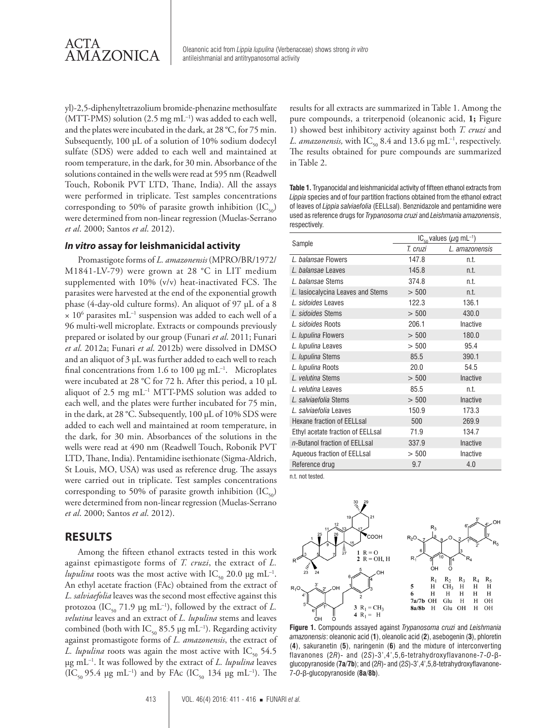yl)-2,5-diphenyltetrazolium bromide-phenazine methosulfate (MTT-PMS) solution (2.5 mg $mL^{-1}$) was added to each well, and the plates were incubated in the dark, at 28 °C, for 75 min. Subsequently, 100 µL of a solution of 10% sodium dodecyl sulfate (SDS) were added to each well and maintained at room temperature, in the dark, for 30 min. Absorbance of the solutions contained in the wells were read at 595 nm (Readwell Touch, Robonik PVT LTD, Thane, India). All the assays were performed in triplicate. Test samples concentrations corresponding to 50% of parasite growth inhibition ($IC_{50}$) were determined from non-linear regression (Muelas-Serrano *et al*. 2000; Santos *et al*. 2012).

### *In vitro* assay for leishmanicidal activity

Promastigote forms of *L. amazonensis* (MPRO/BR/1972/M1841-LV-79) were grown at 28 °C in LIT medium supplemented with 10% (v/v) heat-inactivated FCS. The parasites were harvested at the end of the exponential growth phase (4-day-old culture forms). An aliquot of 97 µL of a 8 × $10^6$ parasites $mL^{-1}$ suspension was added to each well of a 96 multi-well microplate. Extracts or compounds previously prepared or isolated by our group (Funari *et al*. 2011; Funari *et al*. 2012a; Funari *et al*. 2012b) were dissolved in DMSO and an aliquot of 3 µL was further added to each well to reach final concentrations from 1.6 to 100 µg $mL^{-1}$. Microplates were incubated at 28 °C for 72 h. After this period, a 10 µL aliquot of 2.5 mg $mL^{-1}$ MTT-PMS solution was added to each well, and the plates were further incubated for 75 min, in the dark, at 28 °C. Subsequently, 100 µL of 10% SDS were added to each well and maintained at room temperature, in the dark, for 30 min. Absorbances of the solutions in the wells were read at 490 nm (Readwell Touch, Robonik PVT LTD, Thane, India). Pentamidine isethionate (Sigma-Aldrich, St Louis, MO, USA) was used as reference drug. The assays were carried out in triplicate. Test samples concentrations corresponding to 50% of parasite growth inhibition ($IC_{50}$) were determined from non-linear regression (Muelas-Serrano *et al*. 2000; Santos *et al*. 2012).

## RESULTS

Among the fifteen ethanol extracts tested in this work against epimastigote forms of *T. cruzi*, the extract of *L. lupulina* roots was the most active with $IC_{50}$ 20.0 µg $mL^{-1}$. An ethyl acetate fraction (FAc) obtained from the extract of *L. salviaefolia* leaves was the second most effective against this protozoa ($IC_{50}$ 71.9 µg $mL^{-1}$), followed by the extract of *L. velutina* leaves and an extract of *L. lupulina* stems and leaves combined (both with $IC_{50}$ 85.5 µg $mL^{-1}$). Regarding activity against promastigote forms of *L. amazonensis*, the extract of *L. lupulina* roots was again the most active with $IC_{50}$ 54.5 µg $mL^{-1}$. It was followed by the extract of *L. lupulina* leaves ($IC_{50}$ 95.4 µg $mL^{-1}$) and by FAc ($IC_{50}$ 134 µg $mL^{-1}$). The results for all extracts are summarized in Table 1. Among the pure compounds, a triterpenoid (oleanonic acid, **1;** Figure 1) showed best inhibitory activity against both *T. cruzi* and *L. amazonensis,* with $IC_{50}$ 8.4 and 13.6 µg $mL^{-1}$, respectively. The results obtained for pure compounds are summarized in Table 2.

**Table 1.** Trypanocidal and leishmanicidal activity of fifteen ethanol extracts from *Lippia* species and of four partition fractions obtained from the ethanol extract of leaves of *Lippia salviaefolia* (EELLsal). Benznidazole and pentamidine were used as reference drugs for *Trypanosoma cruzi* and *Leishmania amazonensis*, respectively.

| Sample | $IC_{50}$ values (µg $mL^{-1}$) | |
|---|---|---|
| | *T. cruzi* | *L. amazonensis* |
| *L. balansae* Flowers | 147.8 | n.t. |
| *L. balansae* Leaves | 145.8 | n.t. |
| *L. balansae* Stems | 374.8 | n.t. |
| *L.* lasiocalycina Leaves and Stems | > 500 | n.t. |
| *L. sidoides* Leaves | 122.3 | 136.1 |
| *L. sidoides* Stems | > 500 | 430.0 |
| *L. sidoides* Roots | 206.1 | Inactive |
| *L. lupulina* Flowers | > 500 | 180.0 |
| *L. lupulina* Leaves | > 500 | 95.4 |
| *L. lupulina* Stems | 85.5 | 390.1 |
| *L. lupulina* Roots | 20.0 | 54.5 |
| *L. velutina* Stems | > 500 | Inactive |
| *L. velutina* Leaves | 85.5 | n.t. |
| *L. salviaefolia* Stems | > 500 | Inactive |
| *L. salviaefolia* Leaves | 150.9 | 173.3 |
| Hexane fraction of EELLsal | 500 | 269.9 |
| Ethyl acetate fraction of EELLsal | 71.9 | 134.7 |
| *n*-Butanol fraction of EELLsal | 337.9 | Inactive |
| Aqueous fraction of EELLsal | > 500 | Inactive |
| Reference drug | 9.7 | 4.0 |

n.t. not tested.

**Figure 1.** Compounds assayed against *Trypanosoma cruzi* and *Leishmania amazonensis*: oleanonic acid (**1**), oleanolic acid (**2**), asebogenin (**3**), phloretin (**4**), sakuranetin (**5**), naringenin (**6**) and the mixture of interconverting flavanones (2*R*)- and (2*S*)-3',4',5,6-tetrahydroxyflavanone-7-*O*-β-glucopyranoside (**7a**/**7b**); and (2*R*)- and (2*S*)-3',4',5,8-tetrahydroxyflavanone-7-*O*-β-glucopyranoside (**8a**/**8b**).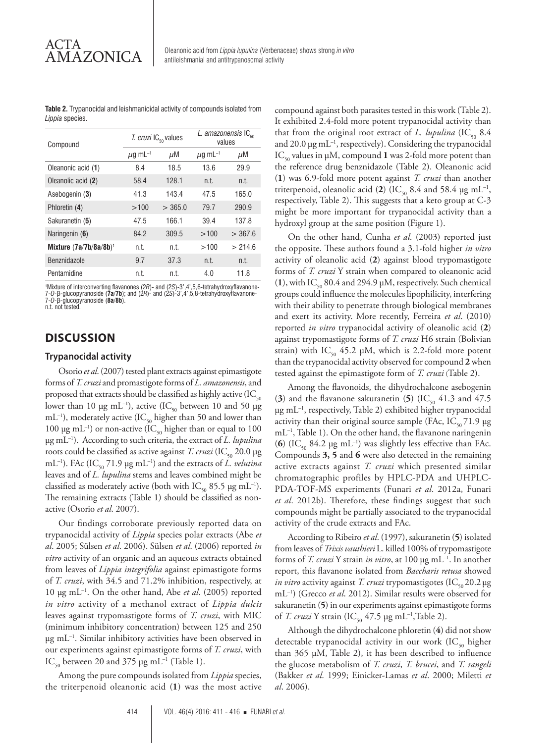**Table 2.** Trypanocidal and leishmanicidal activity of compounds isolated from *Lippia* species.

| Compound | *T. cruzi* $IC_{50}$ values | | *L. amazonensis* $IC_{50}$ values | |
|---|---|---|---|---|
| | $\mu g\ mL^{-1}$ | $\mu M$ | $\mu g\ mL^{-1}$ | $\mu M$ |
| Oleanonic acid (**1**) | 8.4 | 18.5 | 13.6 | 29.9 |
| Oleanolic acid (**2**) | 58.4 | 128.1 | n.t. | n.t. |
| Asebogenin (**3**) | 41.3 | 143.4 | 47.5 | 165.0 |
| Phloretin (**4**) | >100 | > 365.0 | 79.7 | 290.9 |
| Sakuranetin (**5**) | 47.5 | 166.1 | 39.4 | 137.8 |
| Naringenin (**6**) | 84.2 | 309.5 | >100 | > 367.6 |
| **Mixture (7a/7b/8a/8b)**[1] | n.t. | n.t. | >100 | > 214.6 |
| Benznidazole | 9.7 | 37.3 | n.t. | n.t. |
| Pentamidine | n.t. | n.t. | 4.0 | 11.8 |

[1]Mixture of interconverting flavanones (2*R*)- and (2*S*)-3',4',5,6-tetrahydroxyflavanone-7-*O*-β-glucopyranoside (**7a**/**7b**); and (2*R*)- and (2*S*)-3',4',5,8-tetrahydroxyflavanone-7-*O*-β-glucopyranoside (**8a**/**8b**).
n.t. not tested.

## DISCUSSION

### Trypanocidal activity

Osorio *et al*. (2007) tested plant extracts against epimastigote forms of *T. cruzi* and promastigote forms of *L. amazonensis*, and proposed that extracts should be classified as highly active ($IC_{50}$ lower than 10 μg $mL^{-1}$), active ($IC_{50}$ between 10 and 50 μg $mL^{-1}$), moderately active ($IC_{50}$ higher than 50 and lower than 100 μg $mL^{-1}$) or non-active ($IC_{50}$ higher than or equal to 100 μg $mL^{-1}$). According to such criteria, the extract of *L. lupulina* roots could be classified as active against *T. cruzi* ($IC_{50}$ 20.0 μg $mL^{-1}$). FAc ($IC_{50}$ 71.9 μg $mL^{-1}$) and the extracts of *L. velutina* leaves and of *L. lupulina* stems and leaves combined might be classified as moderately active (both with $IC_{50}$ 85.5 μg $mL^{-1}$). The remaining extracts (Table 1) should be classified as non-active (Osorio *et al*. 2007).

Our findings corroborate previously reported data on trypanocidal activity of *Lippia* species polar extracts (Abe *et al*. 2005; Sülsen *et al*. 2006). Sülsen *et al*. (2006) reported *in vitro* activity of an organic and an aqueous extracts obtained from leaves of *Lippia integrifolia* against epimastigote forms of *T. cruzi*, with 34.5 and 71.2% inhibition, respectively, at 10 μg $mL^{-1}$. On the other hand, Abe *et al*. (2005) reported *in vitro* activity of a methanol extract of *Lippia dulcis* leaves against trypomastigote forms of *T. cruzi*, with MIC (minimum inhibitory concentration) between 125 and 250 μg $mL^{-1}$. Similar inhibitory activities have been observed in our experiments against epimastigote forms of *T. cruzi*, with $IC_{50}$ between 20 and 375 μg $mL^{-1}$ (Table 1).

Among the pure compounds isolated from *Lippia* species, the triterpenoid oleanonic acid (**1**) was the most active compound against both parasites tested in this work (Table 2). It exhibited 2.4-fold more potent trypanocidal activity than that from the original root extract of *L. lupulina* ($IC_{50}$ 8.4 and 20.0 μg $mL^{-1}$, respectively). Considering the trypanocidal $IC_{50}$ values in μM, compound **1** was 2-fold more potent than the reference drug benznidazole (Table 2). Oleanonic acid (**1**) was 6.9-fold more potent against *T. cruzi* than another triterpenoid, oleanolic acid (**2**) ($IC_{50}$ 8.4 and 58.4 μg $mL^{-1}$, respectively, Table 2). This suggests that a keto group at C-3 might be more important for trypanocidal activity than a hydroxyl group at the same position (Figure 1).

On the other hand, Cunha *et al*. (2003) reported just the opposite. These authors found a 3.1-fold higher *in vitro* activity of oleanolic acid (**2**) against blood trypomastigote forms of *T. cruzi* Y strain when compared to oleanonic acid (**1**), with $IC_{50}$ 80.4 and 294.9 μM, respectively. Such chemical groups could influence the molecules lipophilicity, interfering with their ability to penetrate through biological membranes and exert its activity. More recently, Ferreira *et al*. (2010) reported *in vitro* trypanocidal activity of oleanolic acid (**2**) against trypomastigote forms of *T. cruzi* H6 strain (Bolivian strain) with $IC_{50}$ 45.2 μM, which is 2.2-fold more potent than the trypanocidal activity observed for compound **2** when tested against the epimastigote form of *T. cruzi* (Table 2).

Among the flavonoids, the dihydrochalcone asebogenin (**3**) and the flavanone sakuranetin (**5**) ($IC_{50}$ 41.3 and 47.5 μg $mL^{-1}$, respectively, Table 2) exhibited higher trypanocidal activity than their original source sample (FAc, $IC_{50}$ 71.9 μg $mL^{-1}$, Table 1). On the other hand, the flavanone naringenin (**6**) ($IC_{50}$ 84.2 μg $mL^{-1}$) was slightly less effective than FAc. Compounds **3, 5** and **6** were also detected in the remaining active extracts against *T. cruzi* which presented similar chromatographic profiles by HPLC-PDA and UHPLC-PDA-TOF-MS experiments (Funari *et al*. 2012a, Funari *et al*. 2012b). Therefore, these findings suggest that such compounds might be partially associated to the trypanocidal activity of the crude extracts and FAc.

According to Ribeiro *et al*. (1997), sakuranetin (**5**) isolated from leaves of *Trixis vauthieri* L. killed 100% of trypomastigote forms of *T. cruzi* Y strain *in vitro*, at 100 μg $mL^{-1}$. In another report, this flavanone isolated from *Baccharis retusa* showed *in vitro* activity against *T. cruzi* trypomastigotes ($IC_{50}$ 20.2 μg $mL^{-1}$) (Grecco *et al*. 2012). Similar results were observed for sakuranetin (**5**) in our experiments against epimastigote forms of *T. cruzi* Y strain ($IC_{50}$ 47.5 μg $mL^{-1}$, Table 2).

Although the dihydrochalcone phloretin (**4**) did not show detectable trypanocidal activity in our work ($IC_{50}$ higher than 365 μM, Table 2), it has been described to influence the glucose metabolism of *T. cruzi*, *T. brucei*, and *T. rangeli* (Bakker *et al*. 1999; Einicker-Lamas *et al*. 2000; Miletti *et al*. 2006).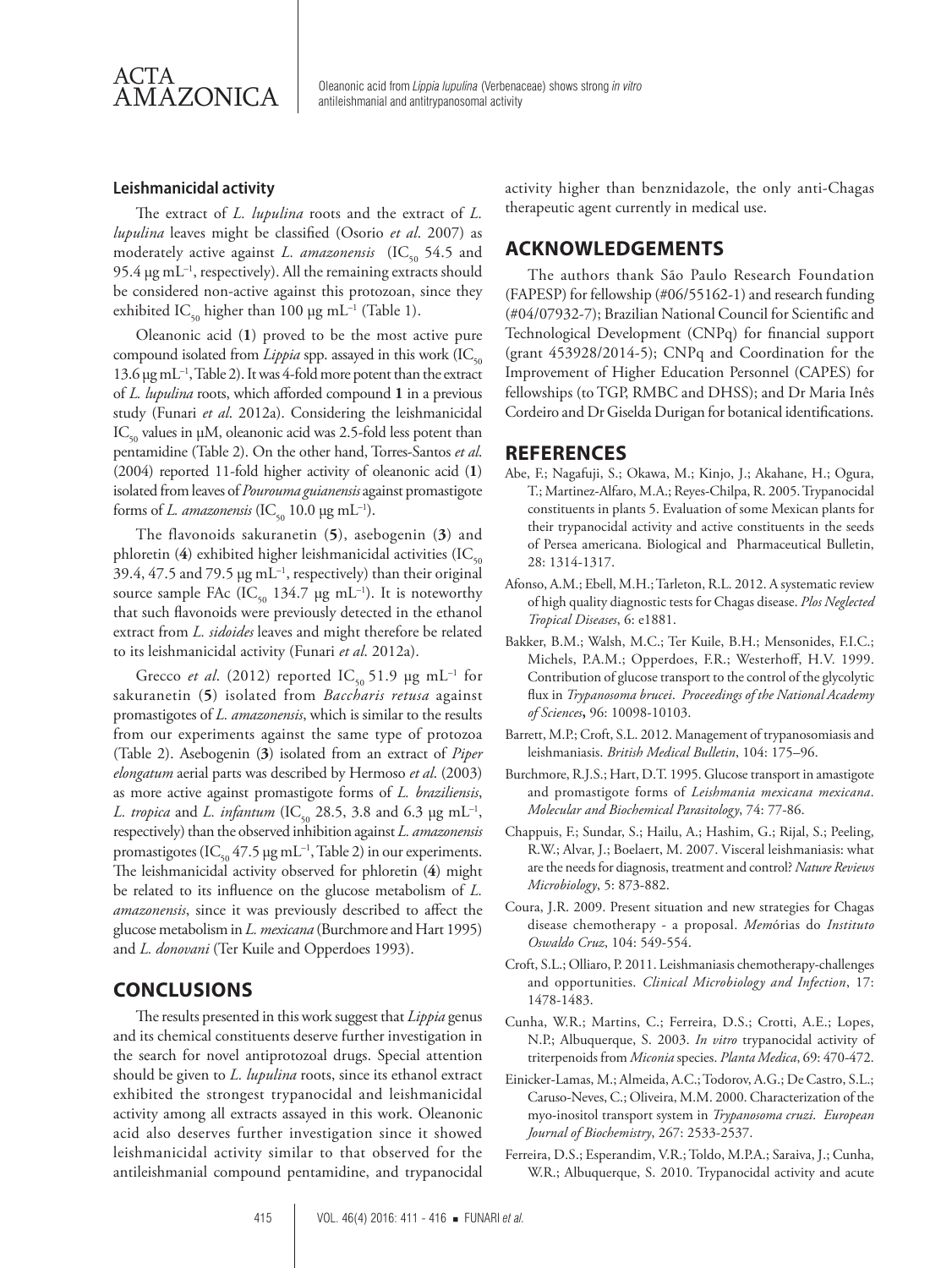### Leishmanicidal activity

The extract of *L. lupulina* roots and the extract of *L. lupulina* leaves might be classified (Osorio *et al*. 2007) as moderately active against *L. amazonensis* ($IC_{50}$ 54.5 and 95.4 µg mL$^{-1}$, respectively). All the remaining extracts should be considered non-active against this protozoan, since they exhibited $IC_{50}$ higher than 100 µg mL$^{-1}$ (Table 1).

Oleanonic acid (**1**) proved to be the most active pure compound isolated from *Lippia* spp. assayed in this work ($IC_{50}$ 13.6 µg mL$^{-1}$, Table 2). It was 4-fold more potent than the extract of *L. lupulina* roots, which afforded compound **1** in a previous study (Funari *et al*. 2012a). Considering the leishmanicidal $IC_{50}$ values in µM, oleanonic acid was 2.5-fold less potent than pentamidine (Table 2). On the other hand, Torres-Santos *et al*. (2004) reported 11-fold higher activity of oleanonic acid (**1**) isolated from leaves of *Pourouma guianensis* against promastigote forms of *L. amazonensis* ($IC_{50}$ 10.0 µg mL$^{-1}$).

The flavonoids sakuranetin (**5**), asebogenin (**3**) and phloretin (**4**) exhibited higher leishmanicidal activities ($IC_{50}$ 39.4, 47.5 and 79.5 µg mL$^{-1}$, respectively) than their original source sample FAc ($IC_{50}$ 134.7 µg mL$^{-1}$). It is noteworthy that such flavonoids were previously detected in the ethanol extract from *L. sidoides* leaves and might therefore be related to its leishmanicidal activity (Funari *et al*. 2012a).

Grecco *et al*. (2012) reported $IC_{50}$ 51.9 µg mL$^{-1}$ for sakuranetin (**5**) isolated from *Baccharis retusa* against promastigotes of *L. amazonensis*, which is similar to the results from our experiments against the same type of protozoa (Table 2). Asebogenin (**3**) isolated from an extract of *Piper elongatum* aerial parts was described by Hermoso *et al*. (2003) as more active against promastigote forms of *L. braziliensis*, *L. tropica* and *L. infantum* ($IC_{50}$ 28.5, 3.8 and 6.3 µg mL$^{-1}$, respectively) than the observed inhibition against *L. amazonensis* promastigotes ($IC_{50}$ 47.5 µg mL$^{-1}$, Table 2) in our experiments. The leishmanicidal activity observed for phloretin (**4**) might be related to its influence on the glucose metabolism of *L. amazonensis*, since it was previously described to affect the glucose metabolism in *L. mexicana* (Burchmore and Hart 1995) and *L. donovani* (Ter Kuile and Opperdoes 1993).

## CONCLUSIONS

The results presented in this work suggest that *Lippia* genus and its chemical constituents deserve further investigation in the search for novel antiprotozoal drugs. Special attention should be given to *L. lupulina* roots, since its ethanol extract exhibited the strongest trypanocidal and leishmanicidal activity among all extracts assayed in this work. Oleanonic acid also deserves further investigation since it showed leishmanicidal activity similar to that observed for the antileishmanial compound pentamidine, and trypanocidal activity higher than benznidazole, the only anti-Chagas therapeutic agent currently in medical use.

## ACKNOWLEDGEMENTS

The authors thank São Paulo Research Foundation (FAPESP) for fellowship (#06/55162-1) and research funding (#04/07932-7); Brazilian National Council for Scientific and Technological Development (CNPq) for financial support (grant 453928/2014-5); CNPq and Coordination for the Improvement of Higher Education Personnel (CAPES) for fellowships (to TGP, RMBC and DHSS); and Dr Maria Inês Cordeiro and Dr Giselda Durigan for botanical identifications.

## REFERENCES

Abe, F.; Nagafuji, S.; Okawa, M.; Kinjo, J.; Akahane, H.; Ogura, T.; Martinez-Alfaro, M.A.; Reyes-Chilpa, R. 2005. Trypanocidal constituents in plants 5. Evaluation of some Mexican plants for their trypanocidal activity and active constituents in the seeds of Persea americana. Biological and Pharmaceutical Bulletin, 28: 1314-1317.

Afonso, A.M.; Ebell, M.H.; Tarleton, R.L. 2012. A systematic review of high quality diagnostic tests for Chagas disease. *Plos Neglected Tropical Diseases*, 6: e1881.

Bakker, B.M.; Walsh, M.C.; Ter Kuile, B.H.; Mensonides, F.I.C.; Michels, P.A.M.; Opperdoes, F.R.; Westerhoff, H.V. 1999. Contribution of glucose transport to the control of the glycolytic flux in *Trypanosoma brucei*. *Proceedings of the National Academy of Sciences*, 96: 10098-10103.

Barrett, M.P.; Croft, S.L. 2012. Management of trypanosomiasis and leishmaniasis. *British Medical Bulletin*, 104: 175–96.

Burchmore, R.J.S.; Hart, D.T. 1995. Glucose transport in amastigote and promastigote forms of *Leishmania mexicana mexicana*. *Molecular and Biochemical Parasitology*, 74: 77-86.

Chappuis, F.; Sundar, S.; Hailu, A.; Hashim, G.; Rijal, S.; Peeling, R.W.; Alvar, J.; Boelaert, M. 2007. Visceral leishmaniasis: what are the needs for diagnosis, treatment and control? *Nature Reviews Microbiology*, 5: 873-882.

Coura, J.R. 2009. Present situation and new strategies for Chagas disease chemotherapy - a proposal. *Memórias do Instituto Oswaldo Cruz*, 104: 549-554.

Croft, S.L.; Olliaro, P. 2011. Leishmaniasis chemotherapy-challenges and opportunities. *Clinical Microbiology and Infection*, 17: 1478-1483.

Cunha, W.R.; Martins, C.; Ferreira, D.S.; Crotti, A.E.; Lopes, N.P.; Albuquerque, S. 2003. *In vitro* trypanocidal activity of triterpenoids from *Miconia* species. *Planta Medica*, 69: 470-472.

Einicker-Lamas, M.; Almeida, A.C.; Todorov, A.G.; De Castro, S.L.; Caruso-Neves, C.; Oliveira, M.M. 2000. Characterization of the myo-inositol transport system in *Trypanosoma cruzi*. *European Journal of Biochemistry*, 267: 2533-2537.

Ferreira, D.S.; Esperandim, V.R.; Toldo, M.P.A.; Saraiva, J.; Cunha, W.R.; Albuquerque, S. 2010. Trypanocidal activity and acute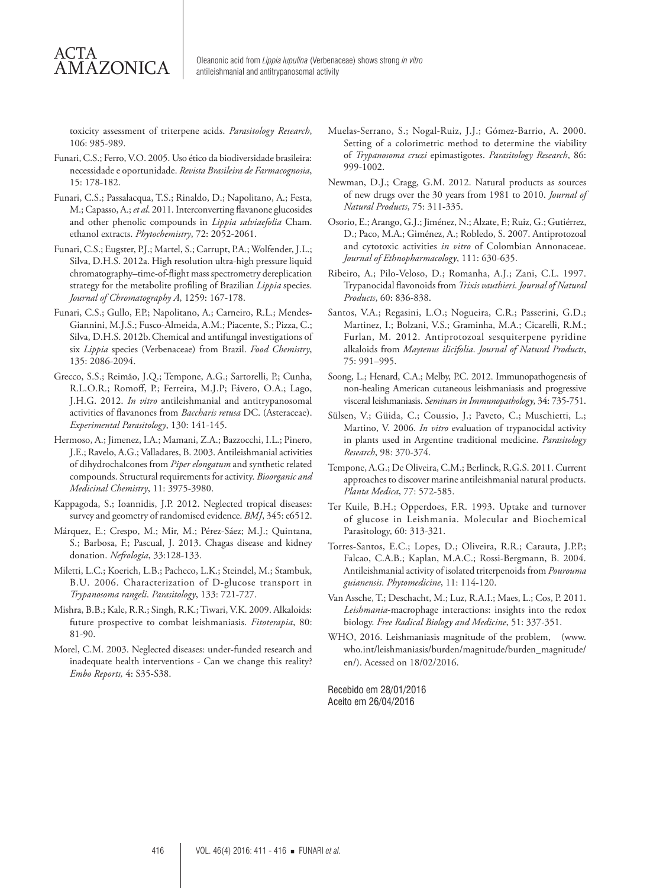toxicity assessment of triterpene acids. *Parasitology Research*, 106: 985-989.

Funari, C.S.; Ferro, V.O. 2005. Uso ético da biodiversidade brasileira: necessidade e oportunidade. *Revista Brasileira de Farmacognosia*, 15: 178-182.

Funari, C.S.; Passalacqua, T.S.; Rinaldo, D.; Napolitano, A.; Festa, M.; Capasso, A.; *et al*. 2011. Interconverting flavanone glucosides and other phenolic compounds in *Lippia salviaefolia* Cham. ethanol extracts. *Phytochemistry*, 72: 2052-2061.

Funari, C.S.; Eugster, P.J.; Martel, S.; Carrupt, P.A.; Wolfender, J.L.; Silva, D.H.S. 2012a. High resolution ultra-high pressure liquid chromatography–time-of-flight mass spectrometry dereplication strategy for the metabolite profiling of Brazilian *Lippia* species. *Journal of Chromatography A*, 1259: 167-178.

Funari, C.S.; Gullo, F.P.; Napolitano, A.; Carneiro, R.L.; Mendes-Giannini, M.J.S.; Fusco-Almeida, A.M.; Piacente, S.; Pizza, C.; Silva, D.H.S. 2012b. Chemical and antifungal investigations of six *Lippia* species (Verbenaceae) from Brazil. *Food Chemistry*, 135: 2086-2094.

Grecco, S.S.; Reimão, J.Q.; Tempone, A.G.; Sartorelli, P.; Cunha, R.L.O.R.; Romoff, P.; Ferreira, M.J.P; Fávero, O.A.; Lago, J.H.G. 2012. *In vitro* antileishmanial and antitrypanosomal activities of flavanones from *Baccharis retusa* DC. (Asteraceae). *Experimental Parasitology*, 130: 141-145.

Hermoso, A.; Jimenez, I.A.; Mamani, Z.A.; Bazzocchi, I.L.; Pinero, J.E.; Ravelo, A.G.; Valladares, B. 2003. Antileishmanial activities of dihydrochalcones from *Piper elongatum* and synthetic related compounds. Structural requirements for activity. *Bioorganic and Medicinal Chemistry*, 11: 3975-3980.

Kappagoda, S.; Ioannidis, J.P. 2012. Neglected tropical diseases: survey and geometry of randomised evidence. *BMJ*, 345: e6512.

Márquez, E.; Crespo, M.; Mir, M.; Pérez-Sáez; M.J.; Quintana, S.; Barbosa, F.; Pascual, J. 2013. Chagas disease and kidney donation. *Nefrologia*, 33:128-133.

Miletti, L.C.; Koerich, L.B.; Pacheco, L.K.; Steindel, M.; Stambuk, B.U. 2006. Characterization of D-glucose transport in *Trypanosoma rangeli*. *Parasitology*, 133: 721-727.

Mishra, B.B.; Kale, R.R.; Singh, R.K.; Tiwari, V.K. 2009. Alkaloids: future prospective to combat leishmaniasis. *Fitoterapia*, 80: 81-90.

Morel, C.M. 2003. Neglected diseases: under-funded research and inadequate health interventions - Can we change this reality? *Embo Reports,* 4: S35-S38.

Muelas-Serrano, S.; Nogal-Ruiz, J.J.; Gómez-Barrio, A. 2000. Setting of a colorimetric method to determine the viability of *Trypanosoma cruzi* epimastigotes. *Parasitology Research*, 86: 999-1002.

Newman, D.J.; Cragg, G.M. 2012. Natural products as sources of new drugs over the 30 years from 1981 to 2010. *Journal of Natural Products*, 75: 311-335.

Osorio, E.; Arango, G.J.; Jiménez, N.; Alzate, F.; Ruiz, G.; Gutiérrez, D.; Paco, M.A.; Giménez, A.; Robledo, S. 2007. Antiprotozoal and cytotoxic activities *in vitro* of Colombian Annonaceae. *Journal of Ethnopharmacology*, 111: 630-635.

Ribeiro, A.; Pilo-Veloso, D.; Romanha, A.J.; Zani, C.L. 1997. Trypanocidal flavonoids from *Trixis vauthieri*. *Journal of Natural Products*, 60: 836-838.

Santos, V.A.; Regasini, L.O.; Nogueira, C.R.; Passerini, G.D.; Martinez, I.; Bolzani, V.S.; Graminha, M.A.; Cicarelli, R.M.; Furlan, M. 2012. Antiprotozoal sesquiterpene pyridine alkaloids from *Maytenus ilicifolia*. *Journal of Natural Products*, 75: 991–995.

Soong, L.; Henard, C.A.; Melby, P.C. 2012. Immunopathogenesis of non-healing American cutaneous leishmaniasis and progressive visceral leishmaniasis. *Seminars in Immunopathology*, 34: 735-751.

Sülsen, V.; Güida, C.; Coussio, J.; Paveto, C.; Muschietti, L.; Martino, V. 2006. *In vitro* evaluation of trypanocidal activity in plants used in Argentine traditional medicine. *Parasitology Research*, 98: 370-374.

Tempone, A.G.; De Oliveira, C.M.; Berlinck, R.G.S. 2011. Current approaches to discover marine antileishmanial natural products. *Planta Medica*, 77: 572-585.

Ter Kuile, B.H.; Opperdoes, F.R. 1993. Uptake and turnover of glucose in Leishmania. Molecular and Biochemical Parasitology, 60: 313-321.

Torres-Santos, E.C.; Lopes, D.; Oliveira, R.R.; Carauta, J.P.P.; Falcao, C.A.B.; Kaplan, M.A.C.; Rossi-Bergmann, B. 2004. Antileishmanial activity of isolated triterpenoids from *Pourouma guianensis*. *Phytomedicine*, 11: 114-120.

Van Assche, T.; Deschacht, M.; Luz, R.A.I.; Maes, L.; Cos, P. 2011. *Leishmania*-macrophage interactions: insights into the redox biology. *Free Radical Biology and Medicine*, 51: 337-351.

WHO, 2016. Leishmaniasis magnitude of the problem, (www.who.int/leishmaniasis/burden/magnitude/burden_magnitude/en/). Acessed on 18/02/2016.

Recebido em 28/01/2016
Aceito em 26/04/2016